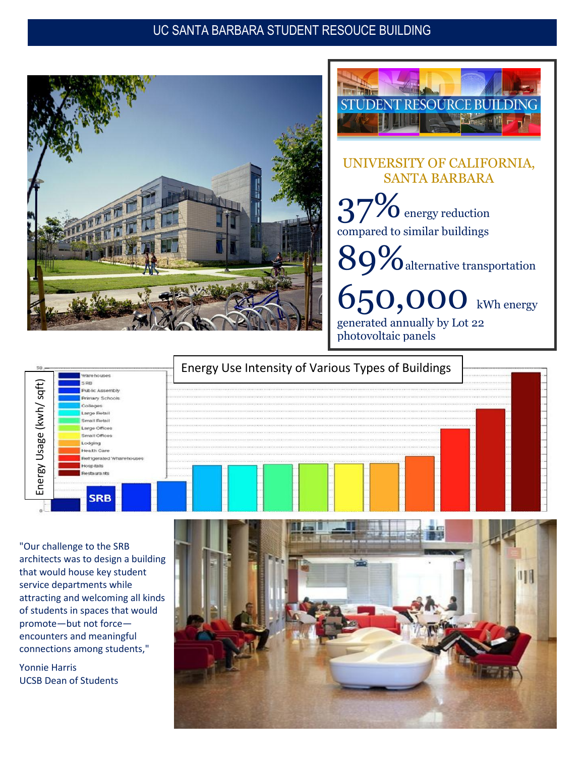# UC SANTA BARBARA STUDENT RESOUCE BUILDING

STUDENT RESOURCE BUILDING

UNIVERSITY OF CALIFORNIA, SANTA BARBARA

**37%** energy reduction compared to similar buildings

**89%** alternative transportation

**650,000** kWh energy generated annually by Lot 22 photovoltaic panels

Energy Use Intensity of Various Types of Buildings

Energy Usage (kwh/ sqft)

- Warehouses
- SRB
- Public Assembly
- Primary Schools
- Colleges
- Large Retail
- Small Retail
- Large Offices
- Small Offices
- Lodging
- Health Care
- Refrigerated Wharehouses
- Hospitals
- Restaurants

SRB

"Our challenge to the SRB architects was to design a building that would house key student service departments while attracting and welcoming all kinds of students in spaces that would promote—but not force—encounters and meaningful connections among students,"

Yonnie Harris
UCSB Dean of Students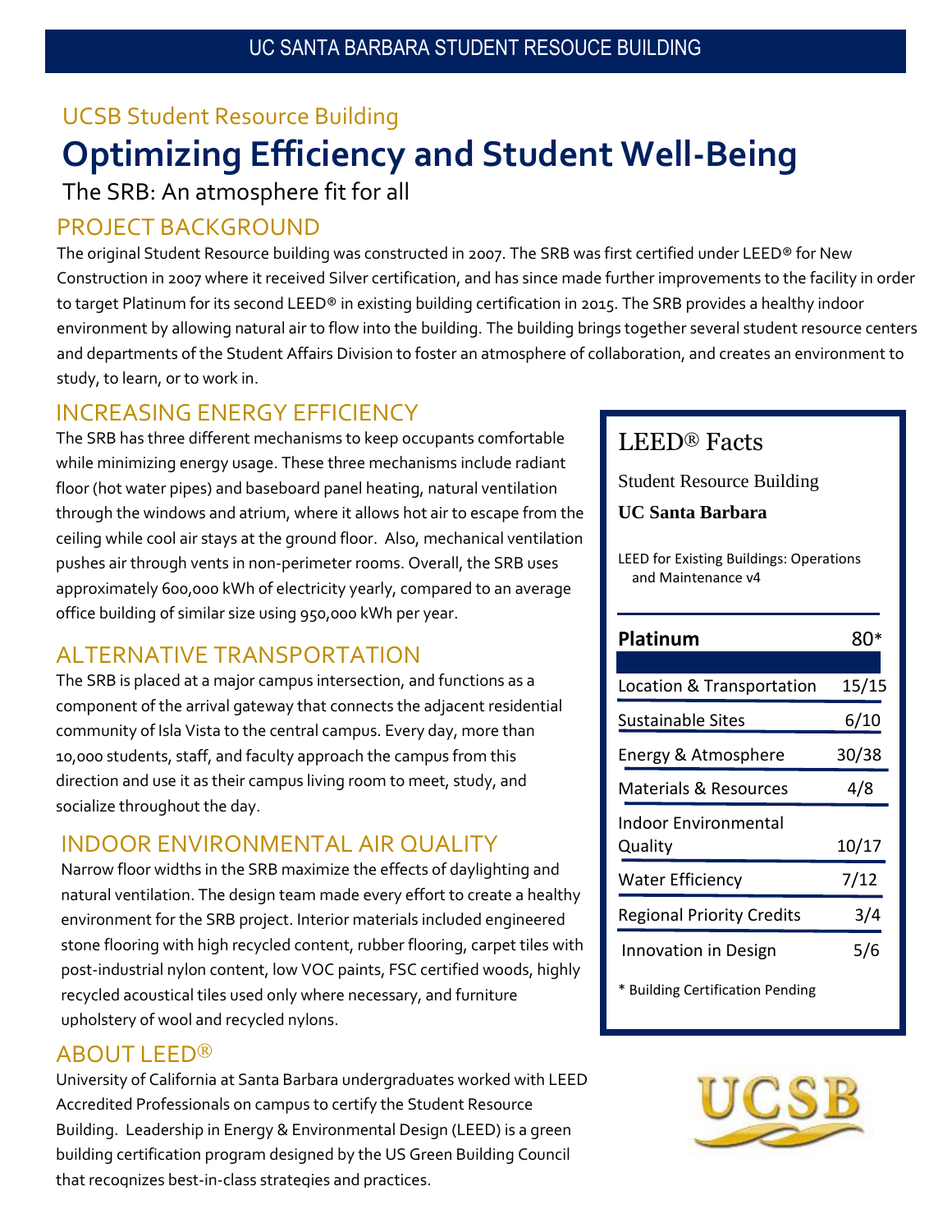# UC SANTA BARBARA STUDENT RESOUCE BUILDING

UCSB Student Resource Building

## Optimizing Efficiency and Student Well-Being

The SRB: An atmosphere fit for all

### PROJECT BACKGROUND

The original Student Resource building was constructed in 2007. The SRB was first certified under LEED® for New Construction in 2007 where it received Silver certification, and has since made further improvements to the facility in order to target Platinum for its second LEED® in existing building certification in 2015. The SRB provides a healthy indoor environment by allowing natural air to flow into the building. The building brings together several student resource centers and departments of the Student Affairs Division to foster an atmosphere of collaboration, and creates an environment to study, to learn, or to work in.

### INCREASING ENERGY EFFICIENCY

The SRB has three different mechanisms to keep occupants comfortable while minimizing energy usage. These three mechanisms include radiant floor (hot water pipes) and baseboard panel heating, natural ventilation through the windows and atrium, where it allows hot air to escape from the ceiling while cool air stays at the ground floor. Also, mechanical ventilation pushes air through vents in non-perimeter rooms. Overall, the SRB uses approximately 600,000 kWh of electricity yearly, compared to an average office building of similar size using 950,000 kWh per year.

### ALTERNATIVE TRANSPORTATION

The SRB is placed at a major campus intersection, and functions as a component of the arrival gateway that connects the adjacent residential community of Isla Vista to the central campus. Every day, more than 10,000 students, staff, and faculty approach the campus from this direction and use it as their campus living room to meet, study, and socialize throughout the day.

### INDOOR ENVIRONMENTAL AIR QUALITY

Narrow floor widths in the SRB maximize the effects of daylighting and natural ventilation. The design team made every effort to create a healthy environment for the SRB project. Interior materials included engineered stone flooring with high recycled content, rubber flooring, carpet tiles with post-industrial nylon content, low VOC paints, FSC certified woods, highly recycled acoustical tiles used only where necessary, and furniture upholstery of wool and recycled nylons.

### ABOUT LEED®

University of California at Santa Barbara undergraduates worked with LEED Accredited Professionals on campus to certify the Student Resource Building. Leadership in Energy & Environmental Design (LEED) is a green building certification program designed by the US Green Building Council that recognizes best-in-class strategies and practices.

### LEED® Facts

Student Resource Building

**UC Santa Barbara**

LEED for Existing Buildings: Operations and Maintenance v4

| **Platinum** | 80* |
|---|---|
| Location & Transportation | 15/15 |
| Sustainable Sites | 6/10 |
| Energy & Atmosphere | 30/38 |
| Materials & Resources | 4/8 |
| Indoor Environmental Quality | 10/17 |
| Water Efficiency | 7/12 |
| Regional Priority Credits | 3/4 |
| Innovation in Design | 5/6 |

\* Building Certification Pending

UCSB